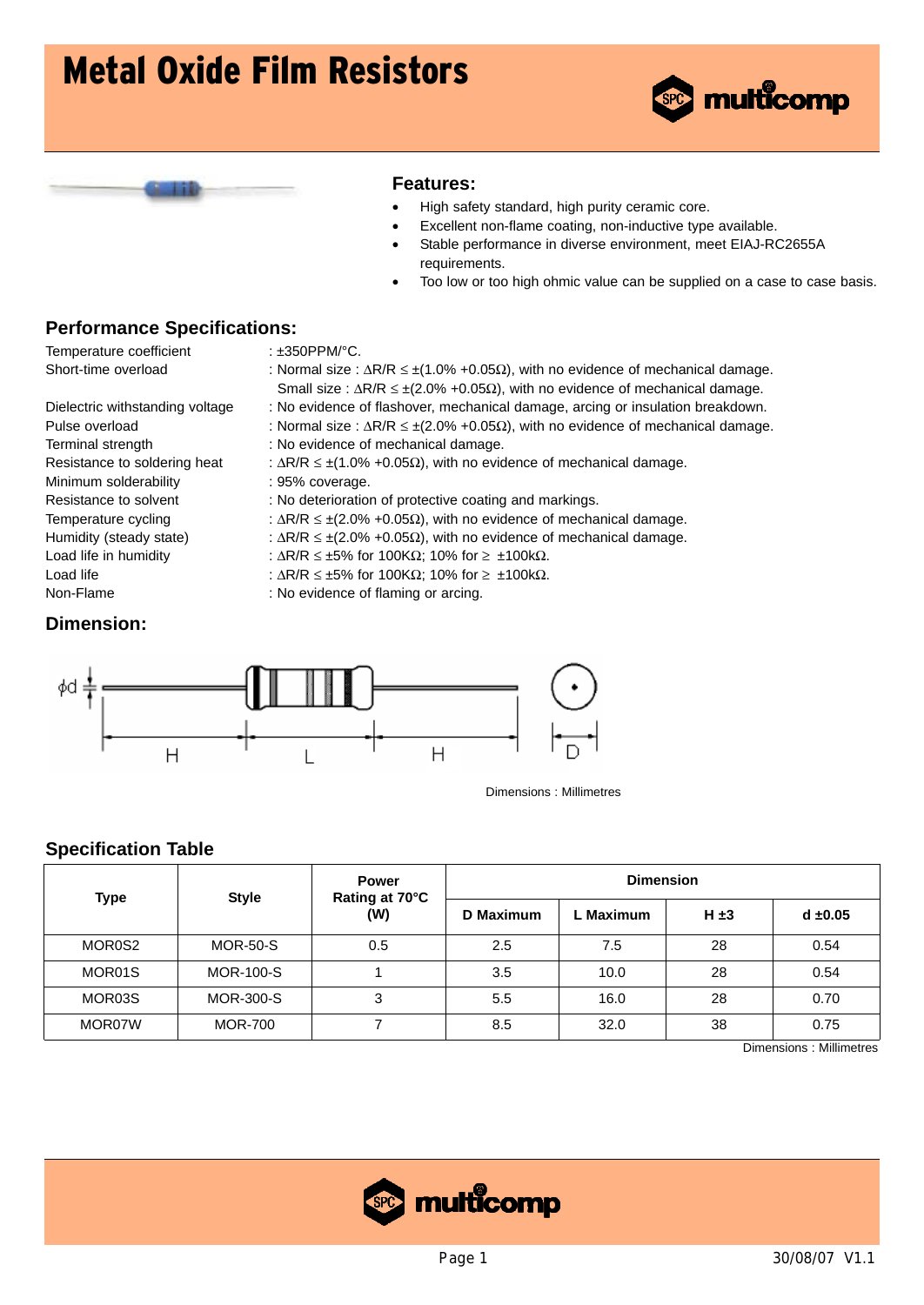# Metal Oxide Film Resistors

## Features:

- High safety standard, high purity ceramic core.
- Excellent non-flame coating, non-inductive type available.
- Stable performance in diverse environment, meet EIAJ-RC2655A requirements.
- Too low or too high ohmic value can be supplied on a case to case basis.

## Performance Specifications:

| | |
|---|---|
| Temperature coefficient | : ±350PPM/°C. |
| Short-time overload | : Normal size : $\Delta R/R \leq \pm(1.0\% + 0.05\Omega)$, with no evidence of mechanical damage.<br>Small size : $\Delta R/R \leq \pm(2.0\% + 0.05\Omega)$, with no evidence of mechanical damage. |
| Dielectric withstanding voltage | : No evidence of flashover, mechanical damage, arcing or insulation breakdown. |
| Pulse overload | : Normal size : $\Delta R/R \leq \pm(2.0\% + 0.05\Omega)$, with no evidence of mechanical damage. |
| Terminal strength | : No evidence of mechanical damage. |
| Resistance to soldering heat | : $\Delta R/R \leq \pm(1.0\% + 0.05\Omega)$, with no evidence of mechanical damage. |
| Minimum solderability | : 95% coverage. |
| Resistance to solvent | : No deterioration of protective coating and markings. |
| Temperature cycling | : $\Delta R/R \leq \pm(2.0\% + 0.05\Omega)$, with no evidence of mechanical damage. |
| Humidity (steady state) | : $\Delta R/R \leq \pm(2.0\% + 0.05\Omega)$, with no evidence of mechanical damage. |
| Load life in humidity | : $\Delta R/R \leq \pm5\%$ for 100KΩ; 10% for ≥ ±100kΩ. |
| Load life | : $\Delta R/R \leq \pm5\%$ for 100KΩ; 10% for ≥ ±100kΩ. |
| Non-Flame | : No evidence of flaming or arcing. |

## Dimension:

ϕd H L H D

Dimensions : Millimetres

## Specification Table

| Type | Style | Power Rating at 70°C (W) | Dimension | | | |
|---|---|---|---|---|---|---|
| | | | D Maximum | L Maximum | H ±3 | d ±0.05 |
| MOR0S2 | MOR-50-S | 0.5 | 2.5 | 7.5 | 28 | 0.54 |
| MOR01S | MOR-100-S | 1 | 3.5 | 10.0 | 28 | 0.54 |
| MOR03S | MOR-300-S | 3 | 5.5 | 16.0 | 28 | 0.70 |
| MOR07W | MOR-700 | 7 | 8.5 | 32.0 | 38 | 0.75 |

Dimensions : Millimetres

30/08/07 V1.1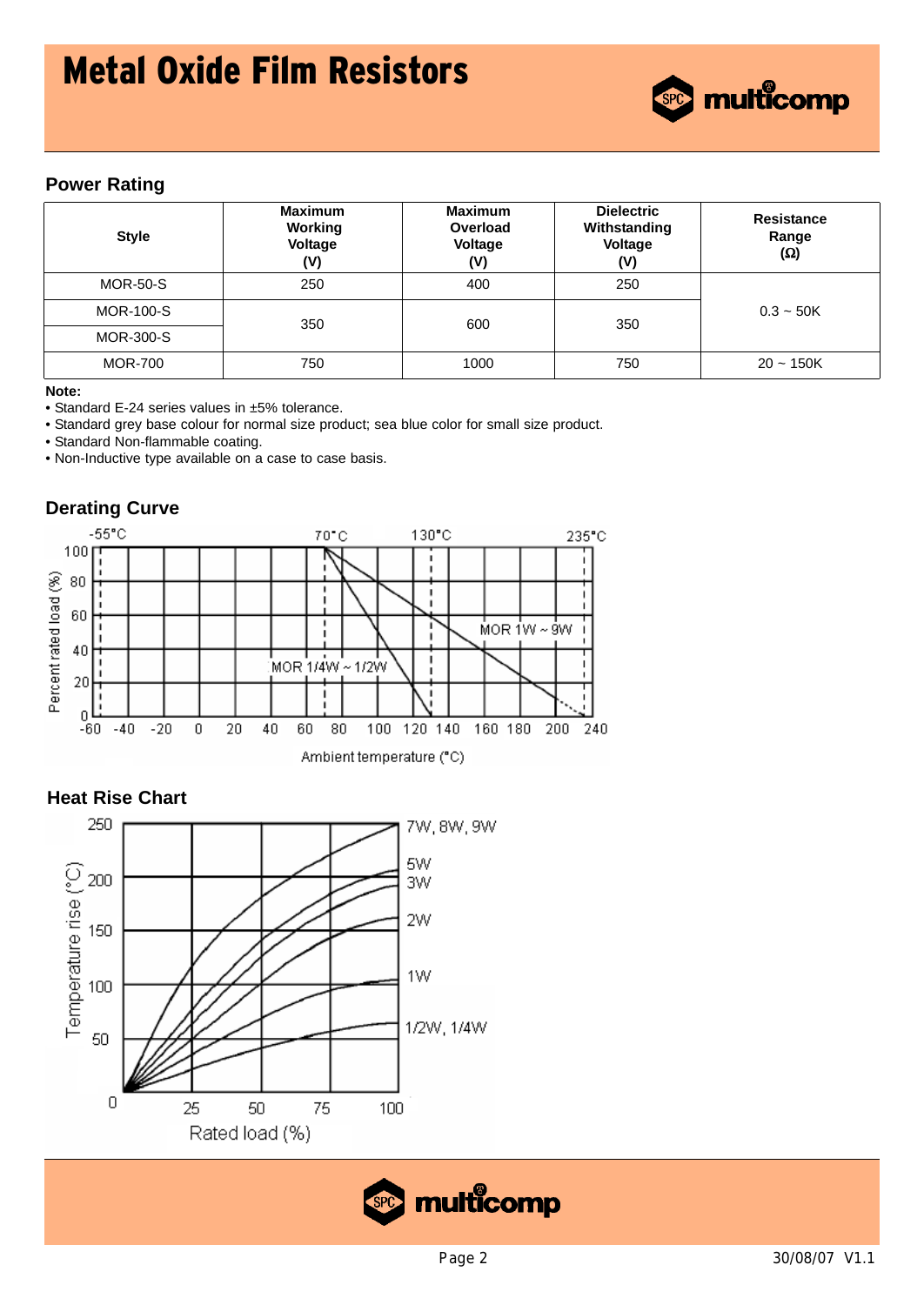# Metal Oxide Film Resistors

## Power Rating

| Style | Maximum Working Voltage (V) | Maximum Overload Voltage (V) | Dielectric Withstanding Voltage (V) | Resistance Range (Ω) |
|---|---|---|---|---|
| MOR-50-S | 250 | 400 | 250 | 0.3 ~ 50K |
| MOR-100-S | 350 | 600 | 350 | 0.3 ~ 50K |
| MOR-300-S | 350 | 600 | 350 | 0.3 ~ 50K |
| MOR-700 | 750 | 1000 | 750 | 20 ~ 150K |

**Note:**

- Standard E-24 series values in ±5% tolerance.
- Standard grey base colour for normal size product; sea blue color for small size product.
- Standard Non-flammable coating.
- Non-Inductive type available on a case to case basis.

## Derating Curve

-55°C 70°C 130°C 235°C

MOR 1W ~ 9W

MOR 1/4W ~ 1/2W

Percent rated load (%)

Ambient temperature (°C)

## Heat Rise Chart

7W, 8W, 9W

5W

3W

2W

1W

1/2W, 1/4W

Temperature rise (°C)

Rated load (%)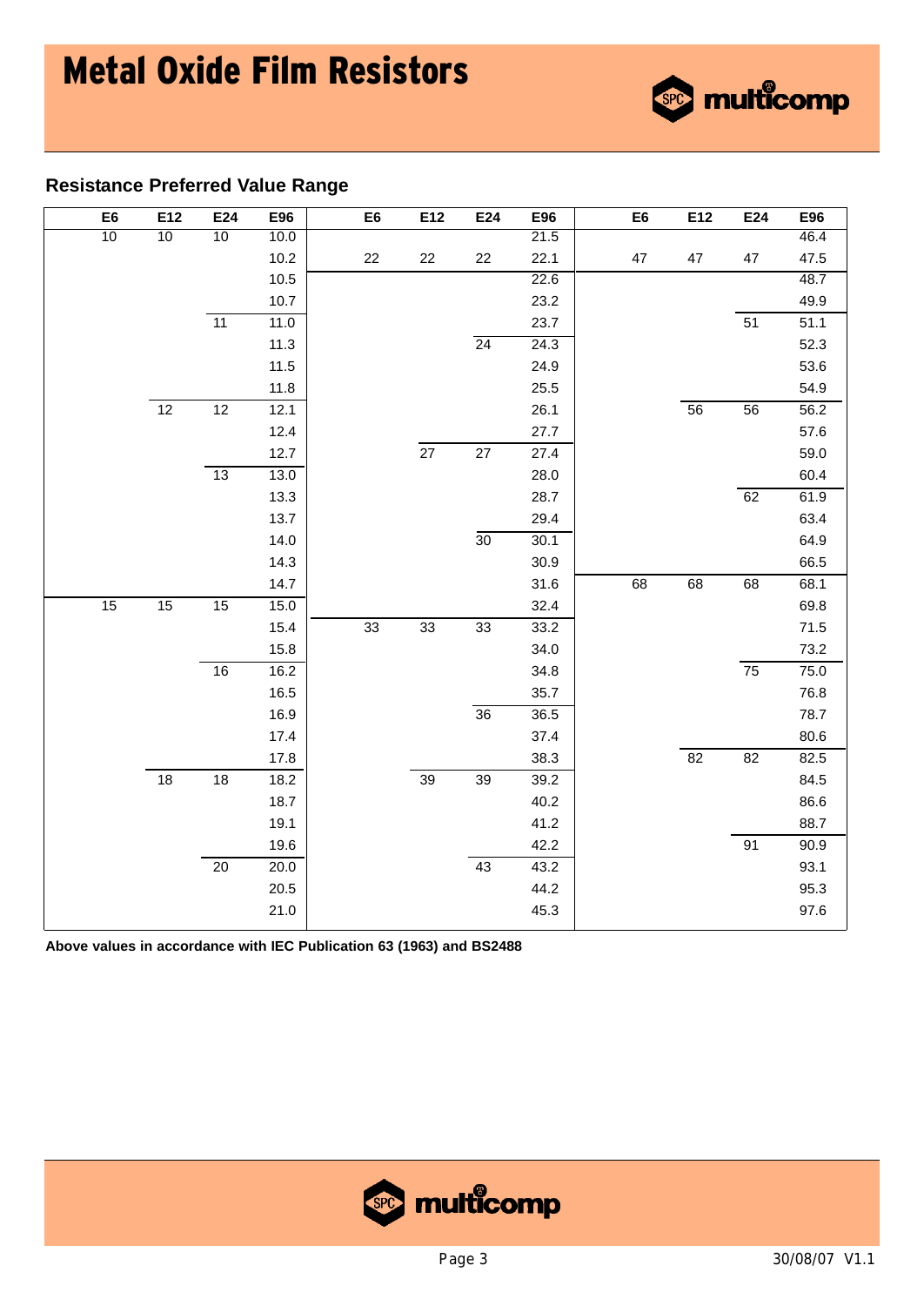# Metal Oxide Film Resistors

## Resistance Preferred Value Range

| E6 | E12 | E24 | E96 | E6 | E12 | E24 | E96 | E6 | E12 | E24 | E96 |
|---|---|---|---|---|---|---|---|---|---|---|---|
| 10 | 10 | 10 | 10.0 | | | | 21.5 | | | | 46.4 |
| | | | 10.2 | 22 | 22 | 22 | 22.1 | 47 | 47 | 47 | 47.5 |
| | | | 10.5 | | | | 22.6 | | | | 48.7 |
| | | | 10.7 | | | | 23.2 | | | | 49.9 |
| | | 11 | 11.0 | | | | 23.7 | | | 51 | 51.1 |
| | | | 11.3 | | | 24 | 24.3 | | | | 52.3 |
| | | | 11.5 | | | | 24.9 | | | | 53.6 |
| | | | 11.8 | | | | 25.5 | | | | 54.9 |
| | 12 | 12 | 12.1 | | | | 26.1 | | 56 | 56 | 56.2 |
| | | | 12.4 | | | | 27.7 | | | | 57.6 |
| | | | 12.7 | | 27 | 27 | 27.4 | | | | 59.0 |
| | | 13 | 13.0 | | | | 28.0 | | | | 60.4 |
| | | | 13.3 | | | | 28.7 | | | 62 | 61.9 |
| | | | 13.7 | | | | 29.4 | | | | 63.4 |
| | | | 14.0 | | | 30 | 30.1 | | | | 64.9 |
| | | | 14.3 | | | | 30.9 | | | | 66.5 |
| | | | 14.7 | | | | 31.6 | 68 | 68 | 68 | 68.1 |
| 15 | 15 | 15 | 15.0 | | | | 32.4 | | | | 69.8 |
| | | | 15.4 | 33 | 33 | 33 | 33.2 | | | | 71.5 |
| | | | 15.8 | | | | 34.0 | | | | 73.2 |
| | | 16 | 16.2 | | | | 34.8 | | | 75 | 75.0 |
| | | | 16.5 | | | | 35.7 | | | | 76.8 |
| | | | 16.9 | | | 36 | 36.5 | | | | 78.7 |
| | | | 17.4 | | | | 37.4 | | | | 80.6 |
| | | | 17.8 | | | | 38.3 | | 82 | 82 | 82.5 |
| | 18 | 18 | 18.2 | | 39 | 39 | 39.2 | | | | 84.5 |
| | | | 18.7 | | | | 40.2 | | | | 86.6 |
| | | | 19.1 | | | | 41.2 | | | | 88.7 |
| | | | 19.6 | | | | 42.2 | | | 91 | 90.9 |
| | | 20 | 20.0 | | | 43 | 43.2 | | | | 93.1 |
| | | | 20.5 | | | | 44.2 | | | | 95.3 |
| | | | 21.0 | | | | 45.3 | | | | 97.6 |

**Above values in accordance with IEC Publication 63 (1963) and BS2488**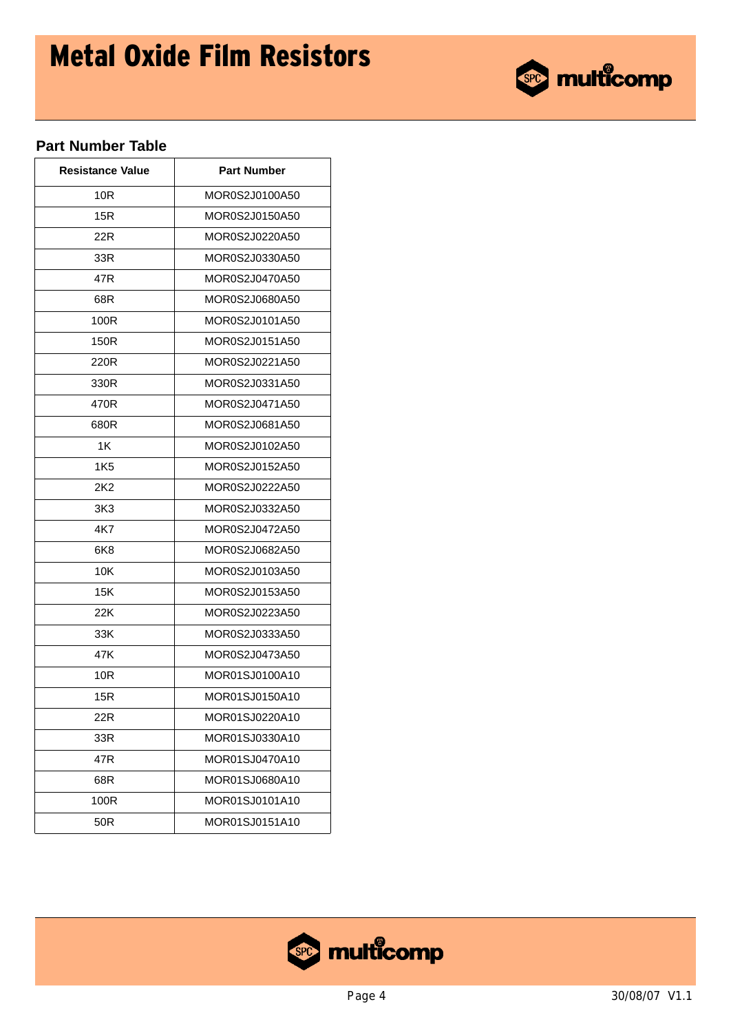# Metal Oxide Film Resistors

## Part Number Table

| Resistance Value | Part Number |
|---|---|
| 10R | MOR0S2J0100A50 |
| 15R | MOR0S2J0150A50 |
| 22R | MOR0S2J0220A50 |
| 33R | MOR0S2J0330A50 |
| 47R | MOR0S2J0470A50 |
| 68R | MOR0S2J0680A50 |
| 100R | MOR0S2J0101A50 |
| 150R | MOR0S2J0151A50 |
| 220R | MOR0S2J0221A50 |
| 330R | MOR0S2J0331A50 |
| 470R | MOR0S2J0471A50 |
| 680R | MOR0S2J0681A50 |
| 1K | MOR0S2J0102A50 |
| 1K5 | MOR0S2J0152A50 |
| 2K2 | MOR0S2J0222A50 |
| 3K3 | MOR0S2J0332A50 |
| 4K7 | MOR0S2J0472A50 |
| 6K8 | MOR0S2J0682A50 |
| 10K | MOR0S2J0103A50 |
| 15K | MOR0S2J0153A50 |
| 22K | MOR0S2J0223A50 |
| 33K | MOR0S2J0333A50 |
| 47K | MOR0S2J0473A50 |
| 10R | MOR01SJ0100A10 |
| 15R | MOR01SJ0150A10 |
| 22R | MOR01SJ0220A10 |
| 33R | MOR01SJ0330A10 |
| 47R | MOR01SJ0470A10 |
| 68R | MOR01SJ0680A10 |
| 100R | MOR01SJ0101A10 |
| 50R | MOR01SJ0151A10 |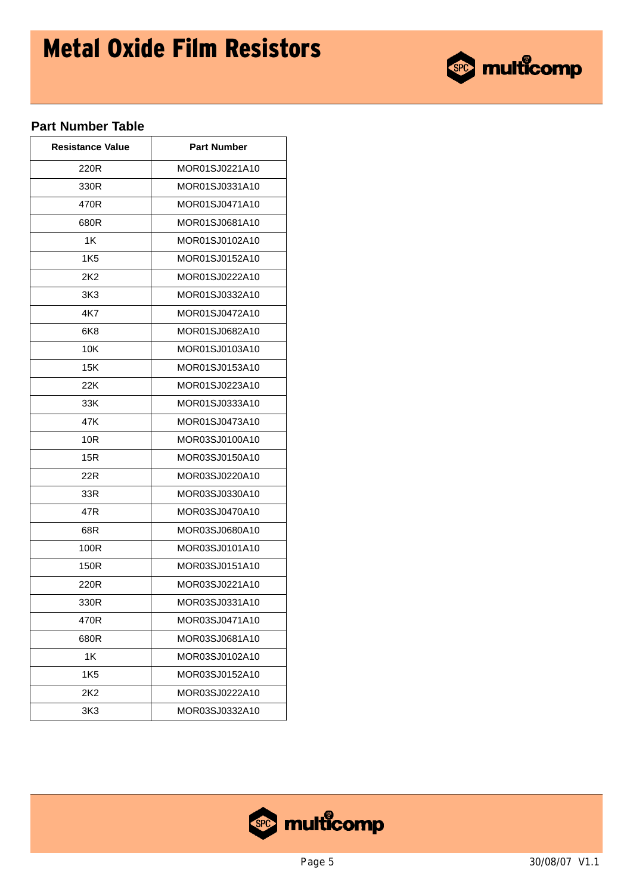# Metal Oxide Film Resistors

## Part Number Table

| Resistance Value | Part Number |
|---|---|
| 220R | MOR01SJ0221A10 |
| 330R | MOR01SJ0331A10 |
| 470R | MOR01SJ0471A10 |
| 680R | MOR01SJ0681A10 |
| 1K | MOR01SJ0102A10 |
| 1K5 | MOR01SJ0152A10 |
| 2K2 | MOR01SJ0222A10 |
| 3K3 | MOR01SJ0332A10 |
| 4K7 | MOR01SJ0472A10 |
| 6K8 | MOR01SJ0682A10 |
| 10K | MOR01SJ0103A10 |
| 15K | MOR01SJ0153A10 |
| 22K | MOR01SJ0223A10 |
| 33K | MOR01SJ0333A10 |
| 47K | MOR01SJ0473A10 |
| 10R | MOR03SJ0100A10 |
| 15R | MOR03SJ0150A10 |
| 22R | MOR03SJ0220A10 |
| 33R | MOR03SJ0330A10 |
| 47R | MOR03SJ0470A10 |
| 68R | MOR03SJ0680A10 |
| 100R | MOR03SJ0101A10 |
| 150R | MOR03SJ0151A10 |
| 220R | MOR03SJ0221A10 |
| 330R | MOR03SJ0331A10 |
| 470R | MOR03SJ0471A10 |
| 680R | MOR03SJ0681A10 |
| 1K | MOR03SJ0102A10 |
| 1K5 | MOR03SJ0152A10 |
| 2K2 | MOR03SJ0222A10 |
| 3K3 | MOR03SJ0332A10 |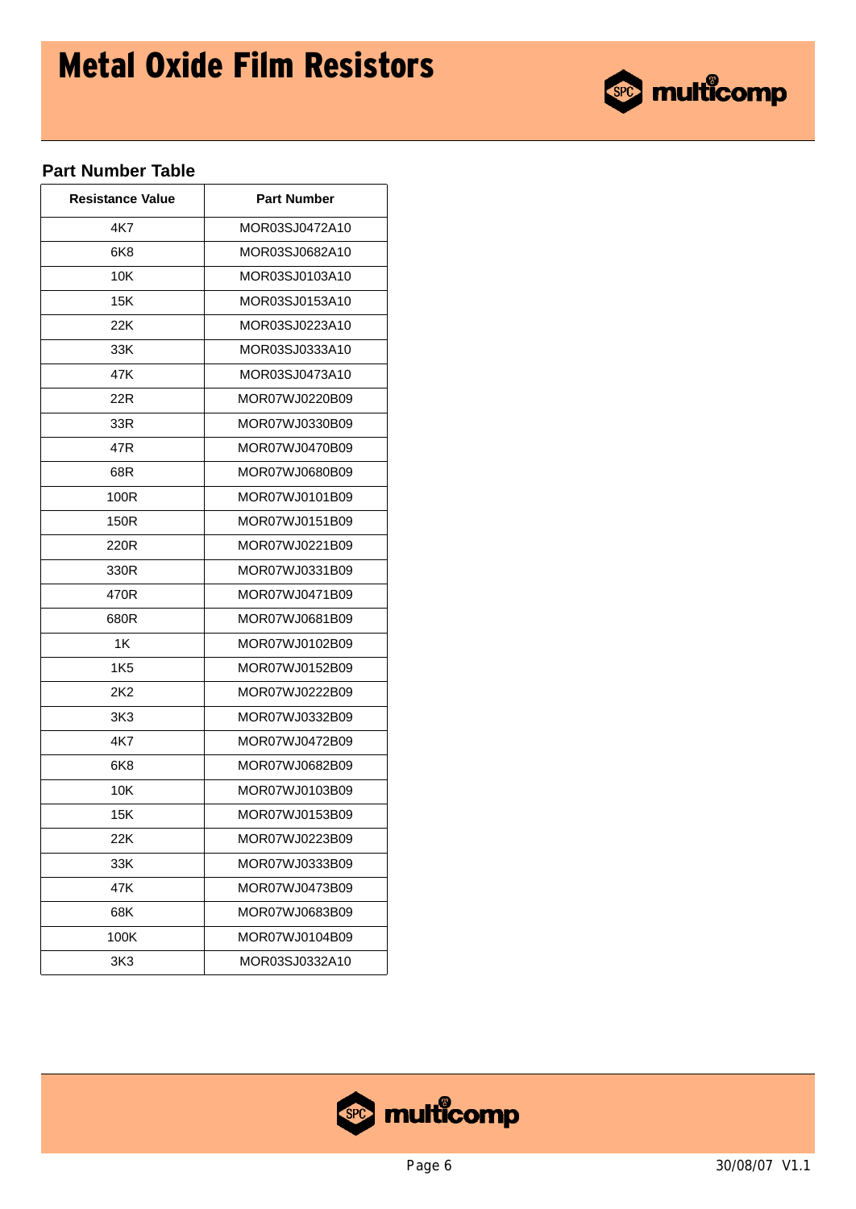# Metal Oxide Film Resistors

## Part Number Table

| Resistance Value | Part Number |
|---|---|
| 4K7 | MOR03SJ0472A10 |
| 6K8 | MOR03SJ0682A10 |
| 10K | MOR03SJ0103A10 |
| 15K | MOR03SJ0153A10 |
| 22K | MOR03SJ0223A10 |
| 33K | MOR03SJ0333A10 |
| 47K | MOR03SJ0473A10 |
| 22R | MOR07WJ0220B09 |
| 33R | MOR07WJ0330B09 |
| 47R | MOR07WJ0470B09 |
| 68R | MOR07WJ0680B09 |
| 100R | MOR07WJ0101B09 |
| 150R | MOR07WJ0151B09 |
| 220R | MOR07WJ0221B09 |
| 330R | MOR07WJ0331B09 |
| 470R | MOR07WJ0471B09 |
| 680R | MOR07WJ0681B09 |
| 1K | MOR07WJ0102B09 |
| 1K5 | MOR07WJ0152B09 |
| 2K2 | MOR07WJ0222B09 |
| 3K3 | MOR07WJ0332B09 |
| 4K7 | MOR07WJ0472B09 |
| 6K8 | MOR07WJ0682B09 |
| 10K | MOR07WJ0103B09 |
| 15K | MOR07WJ0153B09 |
| 22K | MOR07WJ0223B09 |
| 33K | MOR07WJ0333B09 |
| 47K | MOR07WJ0473B09 |
| 68K | MOR07WJ0683B09 |
| 100K | MOR07WJ0104B09 |
| 3K3 | MOR03SJ0332A10 |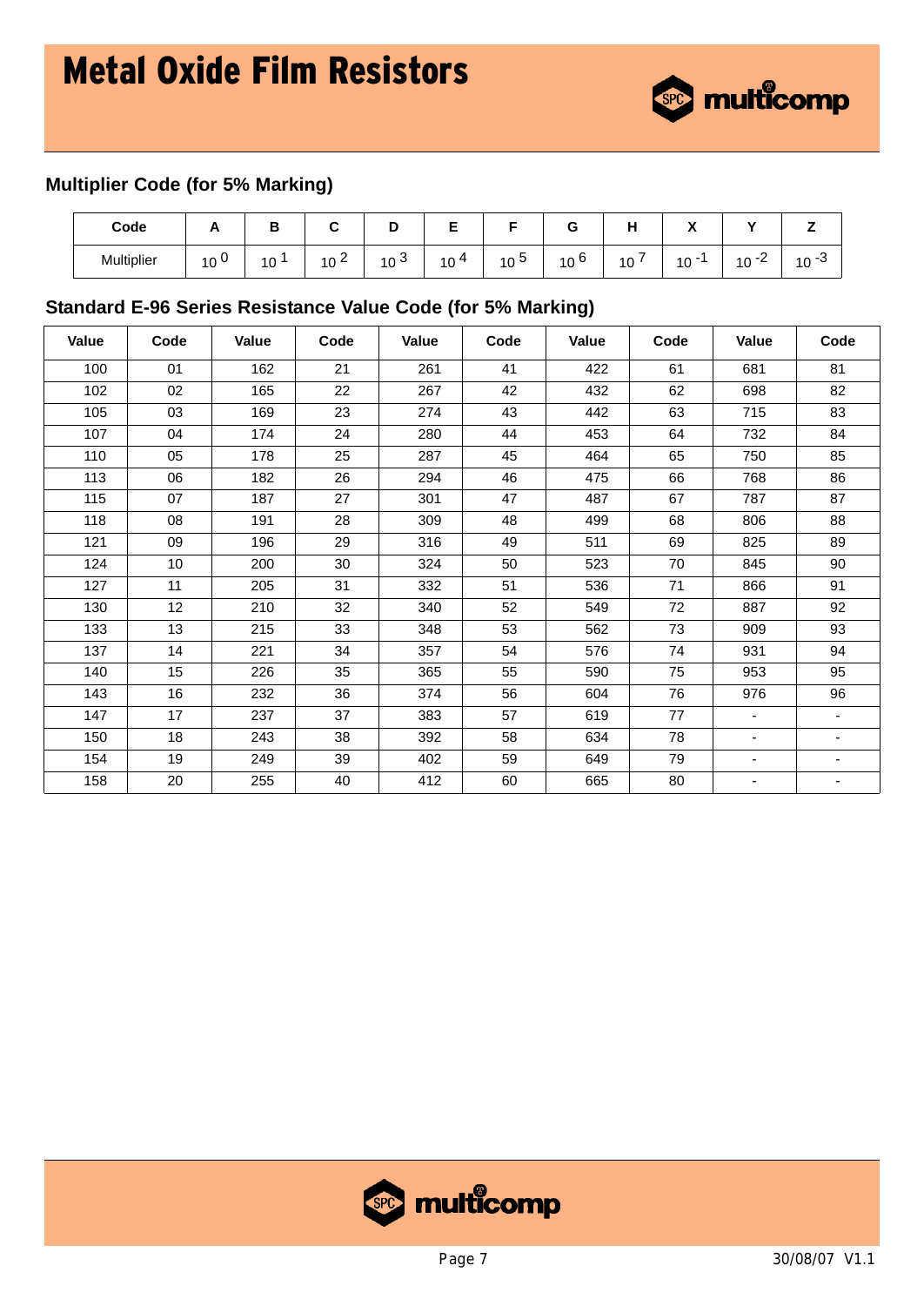# Metal Oxide Film Resistors

## Multiplier Code (for 5% Marking)

| Code | A | B | C | D | E | F | G | H | X | Y | Z |
|---|---|---|---|---|---|---|---|---|---|---|---|
| Multiplier | $10^0$ | $10^1$ | $10^2$ | $10^3$ | $10^4$ | $10^5$ | $10^6$ | $10^7$ | $10^{-1}$ | $10^{-2}$ | $10^{-3}$ |

## Standard E-96 Series Resistance Value Code (for 5% Marking)

| Value | Code | Value | Code | Value | Code | Value | Code | Value | Code |
|---|---|---|---|---|---|---|---|---|---|
| 100 | 01 | 162 | 21 | 261 | 41 | 422 | 61 | 681 | 81 |
| 102 | 02 | 165 | 22 | 267 | 42 | 432 | 62 | 698 | 82 |
| 105 | 03 | 169 | 23 | 274 | 43 | 442 | 63 | 715 | 83 |
| 107 | 04 | 174 | 24 | 280 | 44 | 453 | 64 | 732 | 84 |
| 110 | 05 | 178 | 25 | 287 | 45 | 464 | 65 | 750 | 85 |
| 113 | 06 | 182 | 26 | 294 | 46 | 475 | 66 | 768 | 86 |
| 115 | 07 | 187 | 27 | 301 | 47 | 487 | 67 | 787 | 87 |
| 118 | 08 | 191 | 28 | 309 | 48 | 499 | 68 | 806 | 88 |
| 121 | 09 | 196 | 29 | 316 | 49 | 511 | 69 | 825 | 89 |
| 124 | 10 | 200 | 30 | 324 | 50 | 523 | 70 | 845 | 90 |
| 127 | 11 | 205 | 31 | 332 | 51 | 536 | 71 | 866 | 91 |
| 130 | 12 | 210 | 32 | 340 | 52 | 549 | 72 | 887 | 92 |
| 133 | 13 | 215 | 33 | 348 | 53 | 562 | 73 | 909 | 93 |
| 137 | 14 | 221 | 34 | 357 | 54 | 576 | 74 | 931 | 94 |
| 140 | 15 | 226 | 35 | 365 | 55 | 590 | 75 | 953 | 95 |
| 143 | 16 | 232 | 36 | 374 | 56 | 604 | 76 | 976 | 96 |
| 147 | 17 | 237 | 37 | 383 | 57 | 619 | 77 | - | - |
| 150 | 18 | 243 | 38 | 392 | 58 | 634 | 78 | - | - |
| 154 | 19 | 249 | 39 | 402 | 59 | 649 | 79 | - | - |
| 158 | 20 | 255 | 40 | 412 | 60 | 665 | 80 | - | - |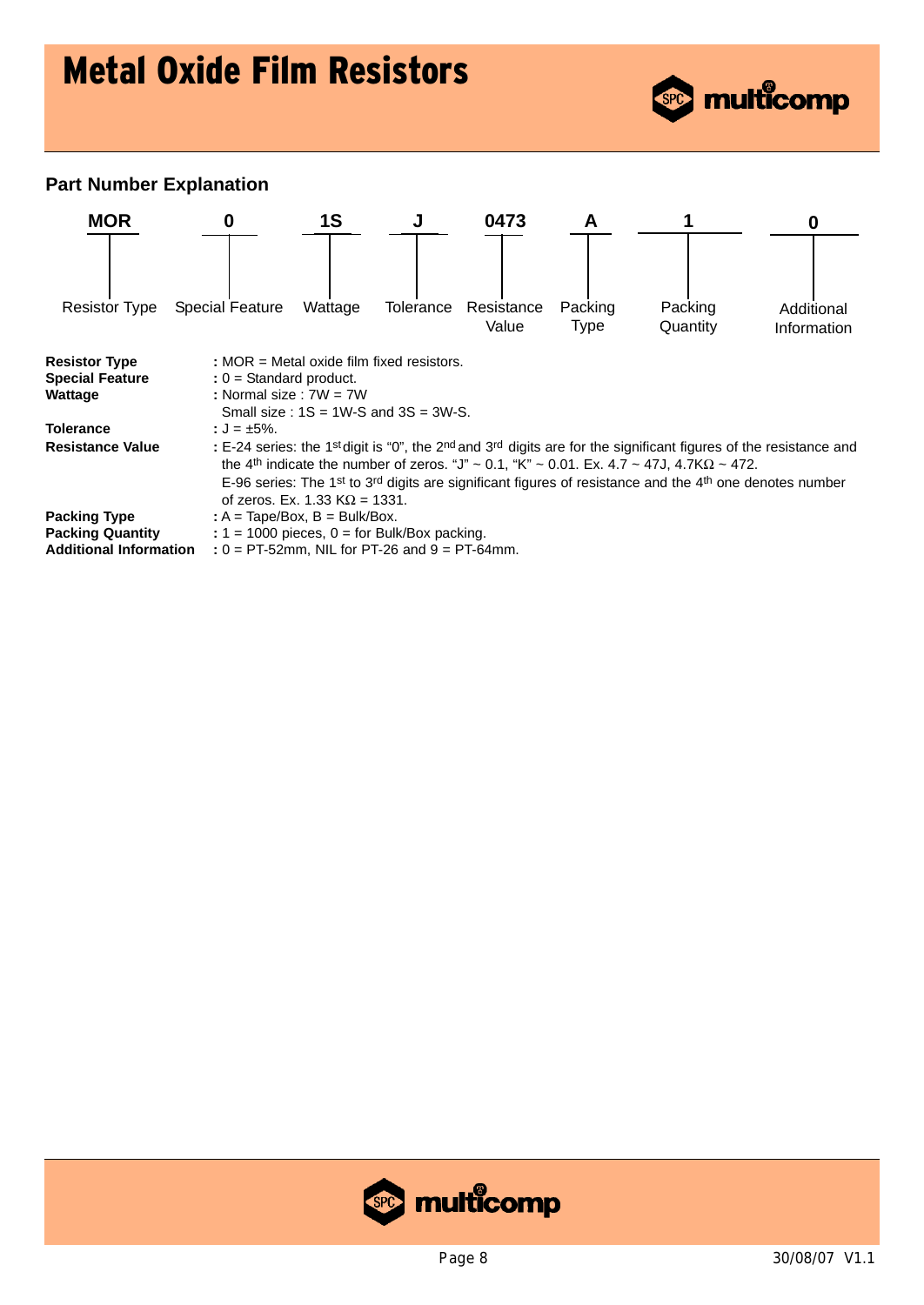# Metal Oxide Film Resistors

## Part Number Explanation

| MOR | 0 | 1S | J | 0473 | A | 1 | 0 |
|---|---|---|---|---|---|---|---|
| Resistor Type | Special Feature | Wattage | Tolerance | Resistance Value | Packing Type | Packing Quantity | Additional Information |

**Resistor Type** : MOR = Metal oxide film fixed resistors.

**Special Feature** : 0 = Standard product.

**Wattage** : Normal size : 7W = 7W
Small size : 1S = 1W-S and 3S = 3W-S.

**Tolerance** : J = ±5%.

**Resistance Value** : E-24 series: the 1st digit is "0", the 2nd and 3rd digits are for the significant figures of the resistance and the 4th indicate the number of zeros. "J" ~ 0.1, "K" ~ 0.01. Ex. 4.7 ~ 47J, 4.7KΩ ~ 472.
E-96 series: The 1st to 3rd digits are significant figures of resistance and the 4th one denotes number of zeros. Ex. 1.33 KΩ = 1331.

**Packing Type** : A = Tape/Box, B = Bulk/Box.

**Packing Quantity** : 1 = 1000 pieces, 0 = for Bulk/Box packing.

**Additional Information** : 0 = PT-52mm, NIL for PT-26 and 9 = PT-64mm.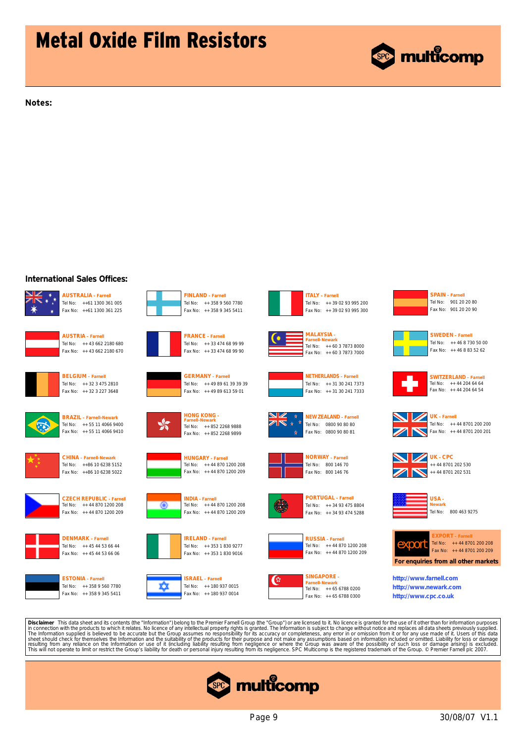# Metal Oxide Film Resistors

**Notes:**

## International Sales Offices:

**AUSTRALIA - Farnell**
Tel No: ++61 1300 361 005
Fax No: ++61 1300 361 225

**AUSTRIA - Farnell**
Tel No: ++ 43 662 2180 680
Fax No: ++ 43 662 2180 670

**BELGIUM - Farnell**
Tel No: ++ 32 3 475 2810
Fax No: ++ 32 3 227 3648

**BRAZIL - Farnell-Newark**
Tel No: ++ 55 11 4066 9400
Fax No: ++ 55 11 4066 9410

**CHINA - Farnell-Newark**
Tel No: ++86 10 6238 5152
Fax No: ++86 10 6238 5022

**CZECH REPUBLIC - Farnell**
Tel No: ++ 44 870 1200 208
Fax No: ++ 44 870 1200 209

**DENMARK - Farnell**
Tel No: ++ 45 44 53 66 44
Fax No: ++ 45 44 53 66 06

**ESTONIA - Farnell**
Tel No: ++ 358 9 560 7780
Fax No: ++ 358 9 345 5411

**FINLAND - Farnell**
Tel No: ++ 358 9 560 7780
Fax No: ++ 358 9 345 5411

**FRANCE - Farnell**
Tel No: ++ 33 474 68 99 99
Fax No: ++ 33 474 68 99 90

**GERMANY - Farnell**
Tel No: ++ 49 89 61 39 39 39
Fax No: ++ 49 89 613 59 01

**HONG KONG - Farnell-Newark**
Tel No: ++ 852 2268 9888
Fax No: ++ 852 2268 9899

**HUNGARY - Farnell**
Tel No: ++ 44 870 1200 208
Fax No: ++ 44 870 1200 209

**INDIA - Farnell**
Tel No: ++ 44 870 1200 208
Fax No: ++ 44 870 1200 209

**IRELAND - Farnell**
Tel No: ++ 353 1 830 9277
Fax No: ++ 353 1 830 9016

**ISRAEL - Farnell**
Tel No: ++ 180 937 0015
Fax No: ++ 180 937 0014

**ITALY - Farnell**
Tel No: ++ 39 02 93 995 200
Fax No: ++ 39 02 93 995 300

**MALAYSIA - Farnell-Newark**
Tel No: ++ 60 3 7873 8000
Fax No: ++ 60 3 7873 7000

**NETHERLANDS - Farnell**
Tel No: ++ 31 30 241 7373
Fax No: ++ 31 30 241 7333

**NEW ZEALAND - Farnell**
Tel No: 0800 90 80 80
Fax No: 0800 90 80 81

**NORWAY - Farnell**
Tel No: 800 146 70
Fax No: 800 146 76

**PORTUGAL - Farnell**
Tel No: ++ 34 93 475 8804
Fax No: ++ 34 93 474 5288

**RUSSIA - Farnell**
Tel No: ++ 44 870 1200 208
Fax No: ++ 44 870 1200 209

**SINGAPORE - Farnell-Newark**
Tel No: ++ 65 6788 0200
Fax No: ++ 65 6788 0300

**SPAIN - Farnell**
Tel No: 901 20 20 80
Fax No: 901 20 20 90

**SWEDEN - Farnell**
Tel No: ++ 46 8 730 50 00
Fax No: ++ 46 8 83 52 62

**SWITZERLAND - Farnell**
Tel No: ++ 44 204 64 64
Fax No: ++ 44 204 64 54

**UK - Farnell**
Tel No: ++ 44 8701 200 200
Fax No: ++ 44 8701 200 201

**UK - CPC**
++ 44 8701 202 530
++ 44 8701 202 531

**USA - Newark**
Tel No: 800 463 9275

**EXPORT - Farnell**
Tel No: ++ 44 8701 200 208
Fax No: ++ 44 8701 200 209
**For enquiries from all other markets**

http://www.farnell.com
http://www.newark.com
http://www.cpc.co.uk

**Disclaimer** This data sheet and its contents (the "Information") belong to the Premier Farnell Group (the "Group") or are licensed to it. No licence is granted for the use of it other than for information purposes in connection with the products to which it relates. No licence of any intellectual property rights is granted. The Information is subject to change without notice and replaces all data sheets previously supplied. The Information supplied is believed to be accurate but the Group assumes no responsibility for its accuracy or completeness, any error in or omission from it or for any use made of it. Users of this data sheet should check for themselves the Information and the suitability of the products for their purpose and not make any assumptions based on information included or omitted. Liability for loss or damage resulting from any reliance on the Information or use of it (including liability resulting from negligence or where the Group was aware of the possibility of such loss or damage arising) is excluded. This will not operate to limit or restrict the Group's liability for death or personal injury resulting from its negligence. SPC Multicomp is the registered trademark of the Group. © Premier Farnell plc 2007.

30/08/07 V1.1